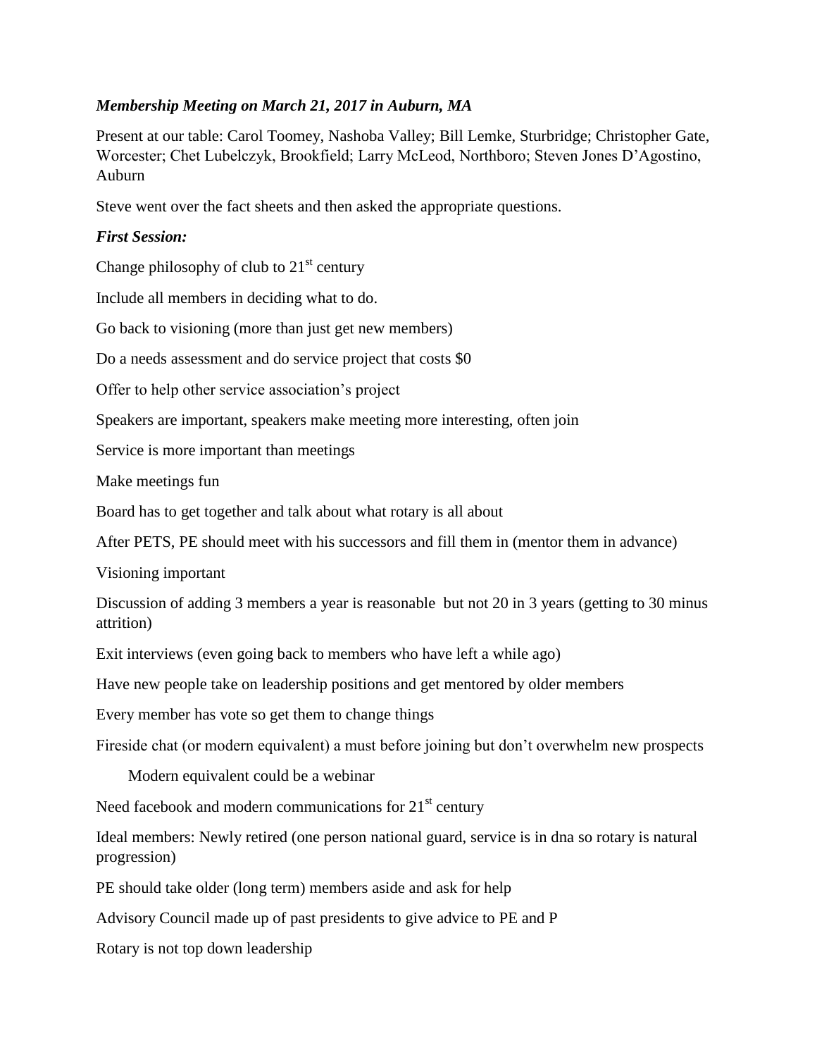***Membership Meeting on March 21, 2017 in Auburn, MA***

Present at our table: Carol Toomey, Nashoba Valley; Bill Lemke, Sturbridge; Christopher Gate, Worcester; Chet Lubelczyk, Brookfield; Larry McLeod, Northboro; Steven Jones D'Agostino, Auburn

Steve went over the fact sheets and then asked the appropriate questions.

***First Session:***

Change philosophy of club to 21st century

Include all members in deciding what to do.

Go back to visioning (more than just get new members)

Do a needs assessment and do service project that costs $0

Offer to help other service association's project

Speakers are important, speakers make meeting more interesting, often join

Service is more important than meetings

Make meetings fun

Board has to get together and talk about what rotary is all about

After PETS, PE should meet with his successors and fill them in (mentor them in advance)

Visioning important

Discussion of adding 3 members a year is reasonable but not 20 in 3 years (getting to 30 minus attrition)

Exit interviews (even going back to members who have left a while ago)

Have new people take on leadership positions and get mentored by older members

Every member has vote so get them to change things

Fireside chat (or modern equivalent) a must before joining but don't overwhelm new prospects

Modern equivalent could be a webinar

Need facebook and modern communications for 21st century

Ideal members: Newly retired (one person national guard, service is in dna so rotary is natural progression)

PE should take older (long term) members aside and ask for help

Advisory Council made up of past presidents to give advice to PE and P

Rotary is not top down leadership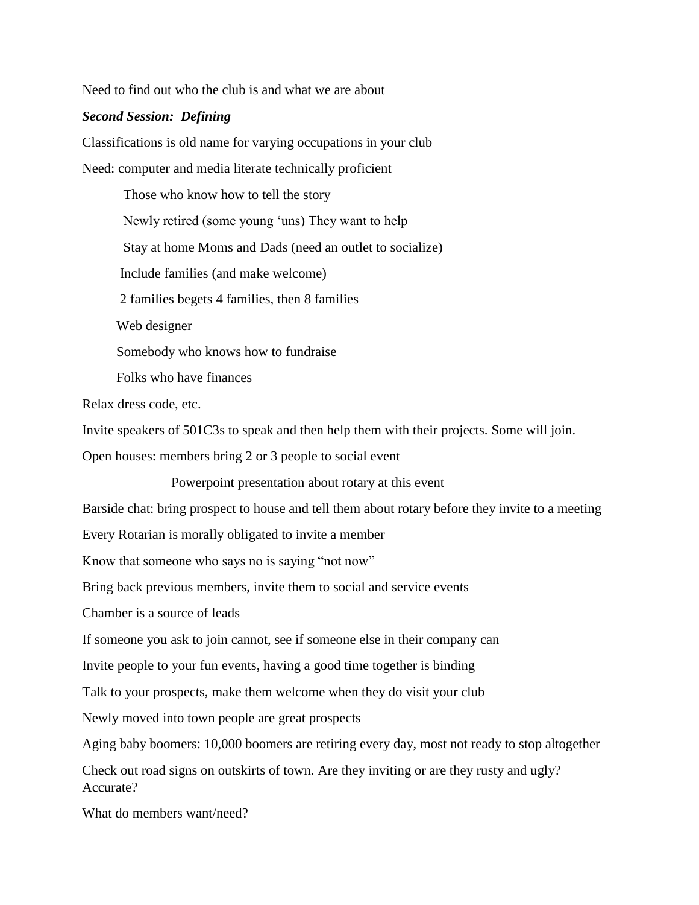Need to find out who the club is and what we are about

***Second Session: Defining***

Classifications is old name for varying occupations in your club

Need: computer and media literate technically proficient

- Those who know how to tell the story
- Newly retired (some young 'uns) They want to help
- Stay at home Moms and Dads (need an outlet to socialize)
- Include families (and make welcome)
- 2 families begets 4 families, then 8 families
- Web designer
- Somebody who knows how to fundraise
- Folks who have finances

Relax dress code, etc.

Invite speakers of 501C3s to speak and then help them with their projects. Some will join.

Open houses: members bring 2 or 3 people to social event

- Powerpoint presentation about rotary at this event

Barside chat: bring prospect to house and tell them about rotary before they invite to a meeting

Every Rotarian is morally obligated to invite a member

Know that someone who says no is saying "not now"

Bring back previous members, invite them to social and service events

Chamber is a source of leads

If someone you ask to join cannot, see if someone else in their company can

Invite people to your fun events, having a good time together is binding

Talk to your prospects, make them welcome when they do visit your club

Newly moved into town people are great prospects

Aging baby boomers: 10,000 boomers are retiring every day, most not ready to stop altogether

Check out road signs on outskirts of town. Are they inviting or are they rusty and ugly? Accurate?

What do members want/need?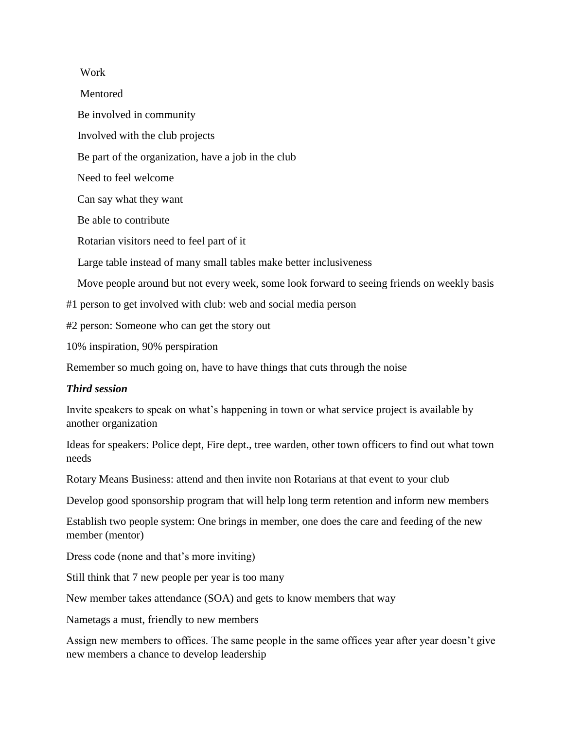Work

Mentored

Be involved in community

Involved with the club projects

Be part of the organization, have a job in the club

Need to feel welcome

Can say what they want

Be able to contribute

Rotarian visitors need to feel part of it

Large table instead of many small tables make better inclusiveness

Move people around but not every week, some look forward to seeing friends on weekly basis

#1 person to get involved with club: web and social media person

#2 person: Someone who can get the story out

10% inspiration, 90% perspiration

Remember so much going on, have to have things that cuts through the noise

***Third session***

Invite speakers to speak on what's happening in town or what service project is available by another organization

Ideas for speakers: Police dept, Fire dept., tree warden, other town officers to find out what town needs

Rotary Means Business: attend and then invite non Rotarians at that event to your club

Develop good sponsorship program that will help long term retention and inform new members

Establish two people system: One brings in member, one does the care and feeding of the new member (mentor)

Dress code (none and that's more inviting)

Still think that 7 new people per year is too many

New member takes attendance (SOA) and gets to know members that way

Nametags a must, friendly to new members

Assign new members to offices. The same people in the same offices year after year doesn't give new members a chance to develop leadership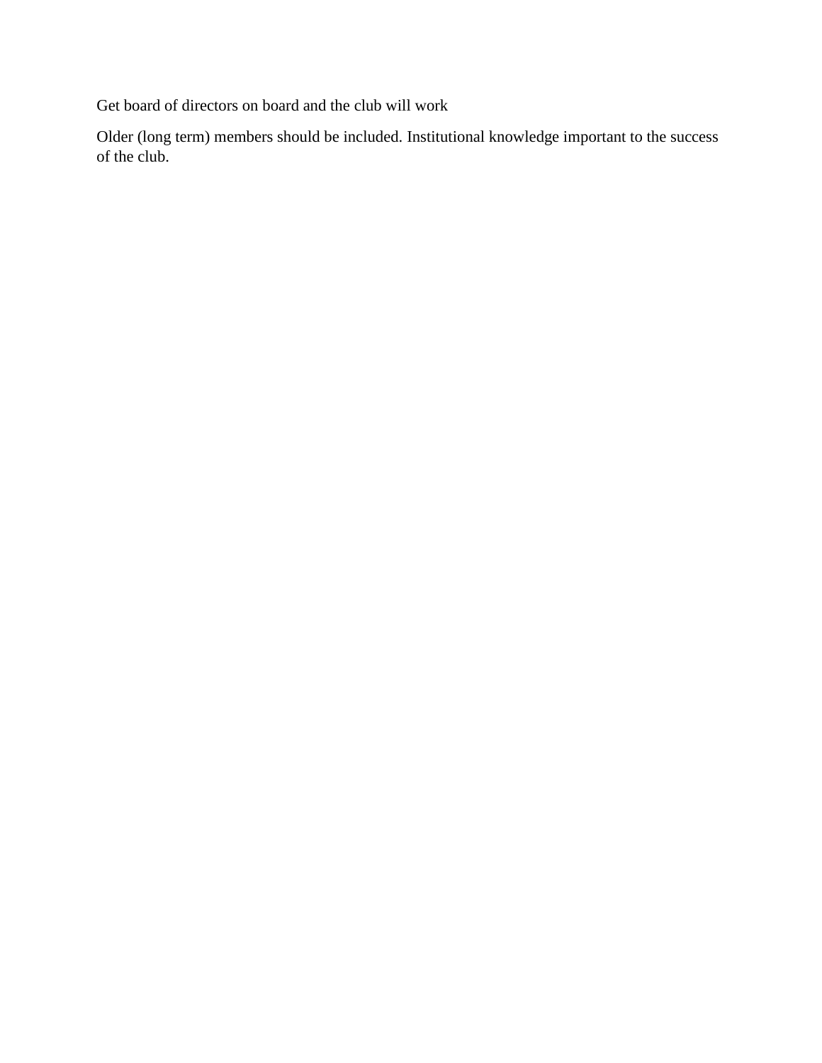Get board of directors on board and the club will work

Older (long term) members should be included. Institutional knowledge important to the success of the club.